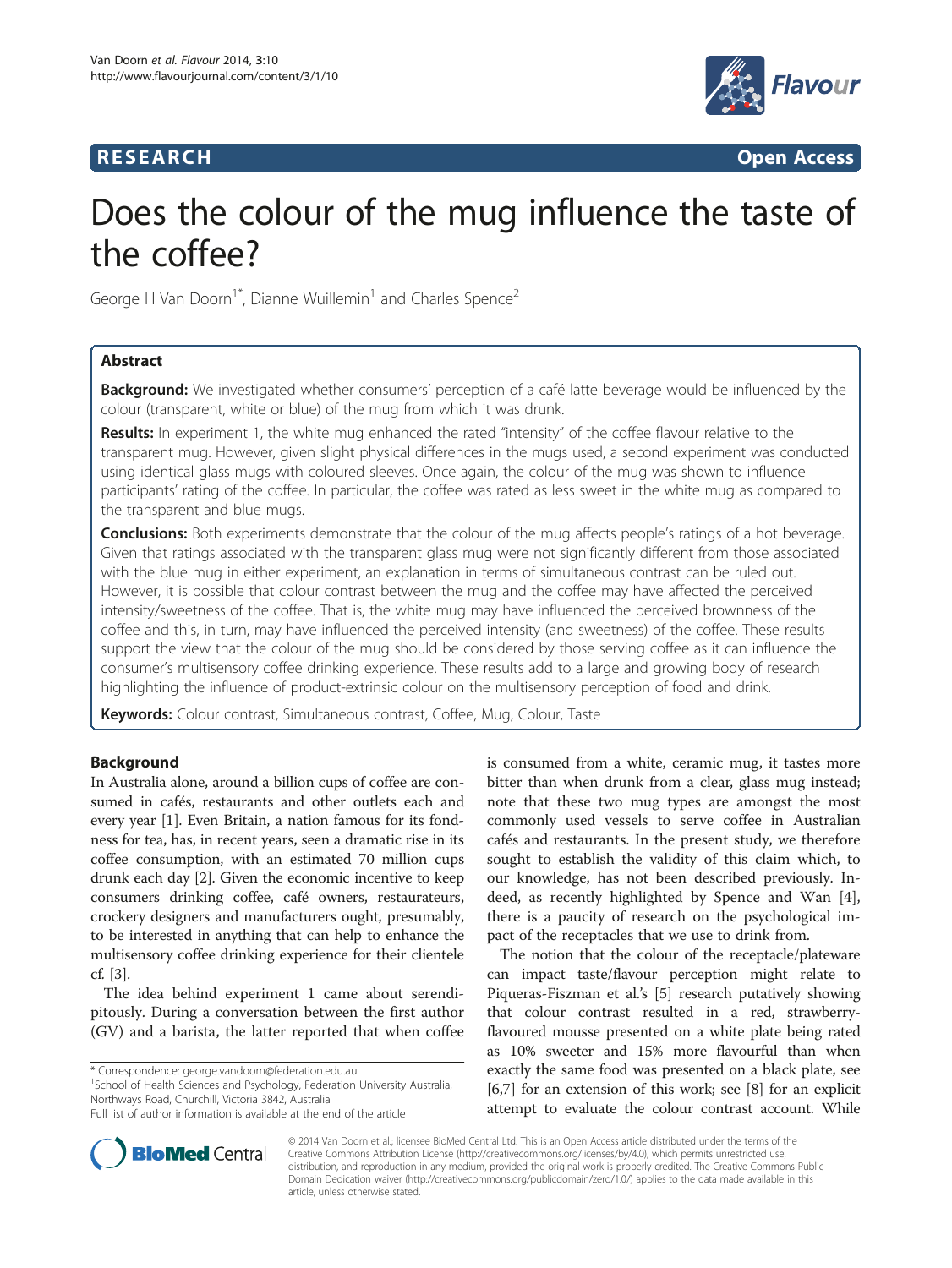RESEARCH

Open Access

# Does the colour of the mug influence the taste of the coffee?

George H Van Doorn[1*], Dianne Wuillemin[1] and Charles Spence[2]

## Abstract

**Background:** We investigated whether consumers' perception of a café latte beverage would be influenced by the colour (transparent, white or blue) of the mug from which it was drunk.

**Results:** In experiment 1, the white mug enhanced the rated "intensity" of the coffee flavour relative to the transparent mug. However, given slight physical differences in the mugs used, a second experiment was conducted using identical glass mugs with coloured sleeves. Once again, the colour of the mug was shown to influence participants' rating of the coffee. In particular, the coffee was rated as less sweet in the white mug as compared to the transparent and blue mugs.

**Conclusions:** Both experiments demonstrate that the colour of the mug affects people's ratings of a hot beverage. Given that ratings associated with the transparent glass mug were not significantly different from those associated with the blue mug in either experiment, an explanation in terms of simultaneous contrast can be ruled out. However, it is possible that colour contrast between the mug and the coffee may have affected the perceived intensity/sweetness of the coffee. That is, the white mug may have influenced the perceived brownness of the coffee and this, in turn, may have influenced the perceived intensity (and sweetness) of the coffee. These results support the view that the colour of the mug should be considered by those serving coffee as it can influence the consumer's multisensory coffee drinking experience. These results add to a large and growing body of research highlighting the influence of product-extrinsic colour on the multisensory perception of food and drink.

**Keywords:** Colour contrast, Simultaneous contrast, Coffee, Mug, Colour, Taste

## Background

In Australia alone, around a billion cups of coffee are consumed in cafés, restaurants and other outlets each and every year [1]. Even Britain, a nation famous for its fondness for tea, has, in recent years, seen a dramatic rise in its coffee consumption, with an estimated 70 million cups drunk each day [2]. Given the economic incentive to keep consumers drinking coffee, café owners, restaurateurs, crockery designers and manufacturers ought, presumably, to be interested in anything that can help to enhance the multisensory coffee drinking experience for their clientele cf. [3].

The idea behind experiment 1 came about serendipitously. During a conversation between the first author (GV) and a barista, the latter reported that when coffee is consumed from a white, ceramic mug, it tastes more bitter than when drunk from a clear, glass mug instead; note that these two mug types are amongst the most commonly used vessels to serve coffee in Australian cafés and restaurants. In the present study, we therefore sought to establish the validity of this claim which, to our knowledge, has not been described previously. Indeed, as recently highlighted by Spence and Wan [4], there is a paucity of research on the psychological impact of the receptacles that we use to drink from.

The notion that the colour of the receptacle/plateware can impact taste/flavour perception might relate to Piqueras-Fiszman et al.'s [5] research putatively showing that colour contrast resulted in a red, strawberry-flavoured mousse presented on a white plate being rated as 10% sweeter and 15% more flavourful than when exactly the same food was presented on a black plate, see [6,7] for an extension of this work; see [8] for an explicit attempt to evaluate the colour contrast account. While

\* Correspondence: george.vandoorn@federation.edu.au
[1]School of Health Sciences and Psychology, Federation University Australia, Northways Road, Churchill, Victoria 3842, Australia
Full list of author information is available at the end of the article

© 2014 Van Doorn et al.; licensee BioMed Central Ltd. This is an Open Access article distributed under the terms of the Creative Commons Attribution License (http://creativecommons.org/licenses/by/4.0), which permits unrestricted use, distribution, and reproduction in any medium, provided the original work is properly credited. The Creative Commons Public Domain Dedication waiver (http://creativecommons.org/publicdomain/zero/1.0/) applies to the data made available in this article, unless otherwise stated.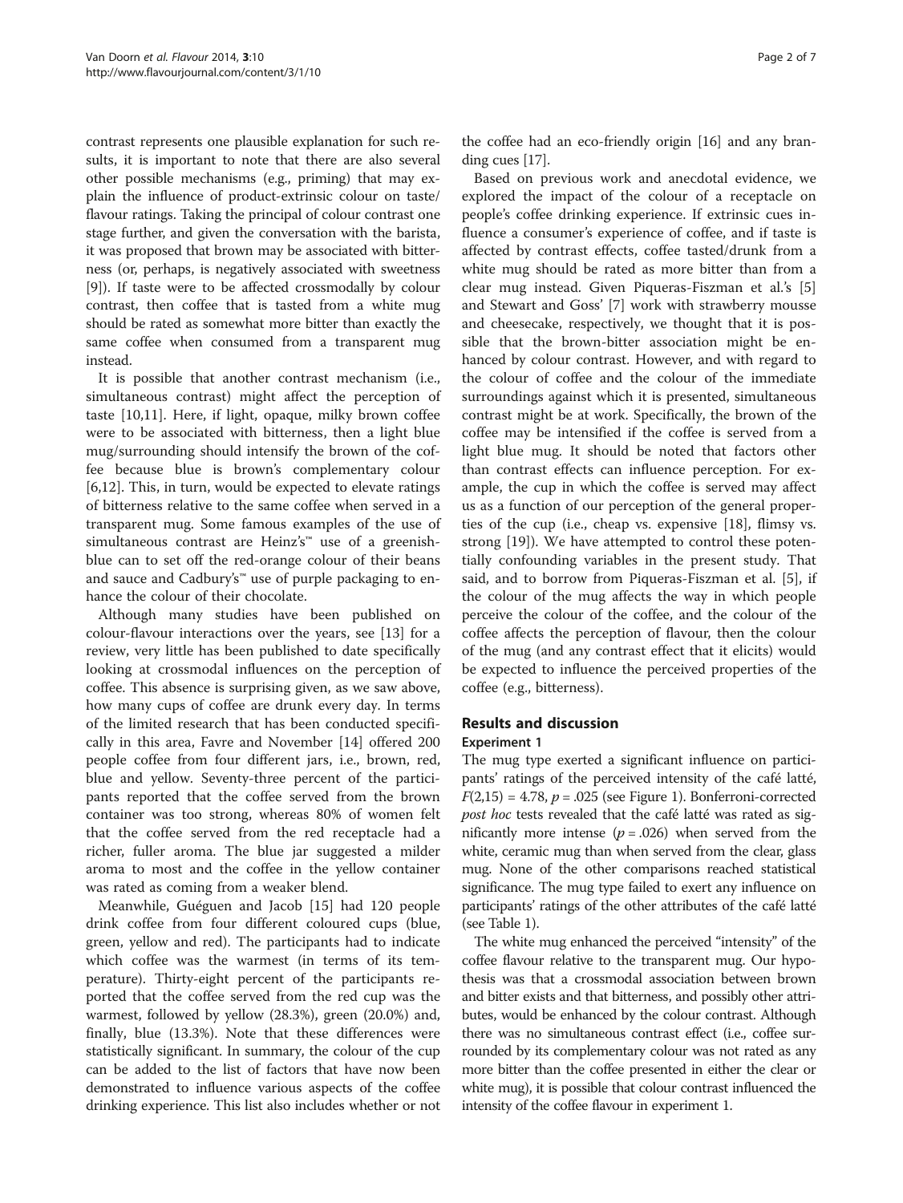contrast represents one plausible explanation for such results, it is important to note that there are also several other possible mechanisms (e.g., priming) that may explain the influence of product-extrinsic colour on taste/flavour ratings. Taking the principal of colour contrast one stage further, and given the conversation with the barista, it was proposed that brown may be associated with bitterness (or, perhaps, is negatively associated with sweetness [9]). If taste were to be affected crossmodally by colour contrast, then coffee that is tasted from a white mug should be rated as somewhat more bitter than exactly the same coffee when consumed from a transparent mug instead.

It is possible that another contrast mechanism (i.e., simultaneous contrast) might affect the perception of taste [10,11]. Here, if light, opaque, milky brown coffee were to be associated with bitterness, then a light blue mug/surrounding should intensify the brown of the coffee because blue is brown's complementary colour [6,12]. This, in turn, would be expected to elevate ratings of bitterness relative to the same coffee when served in a transparent mug. Some famous examples of the use of simultaneous contrast are Heinz's™ use of a greenish-blue can to set off the red-orange colour of their beans and sauce and Cadbury's™ use of purple packaging to enhance the colour of their chocolate.

Although many studies have been published on colour-flavour interactions over the years, see [13] for a review, very little has been published to date specifically looking at crossmodal influences on the perception of coffee. This absence is surprising given, as we saw above, how many cups of coffee are drunk every day. In terms of the limited research that has been conducted specifically in this area, Favre and November [14] offered 200 people coffee from four different jars, i.e., brown, red, blue and yellow. Seventy-three percent of the participants reported that the coffee served from the brown container was too strong, whereas 80% of women felt that the coffee served from the red receptacle had a richer, fuller aroma. The blue jar suggested a milder aroma to most and the coffee in the yellow container was rated as coming from a weaker blend.

Meanwhile, Guéguen and Jacob [15] had 120 people drink coffee from four different coloured cups (blue, green, yellow and red). The participants had to indicate which coffee was the warmest (in terms of its temperature). Thirty-eight percent of the participants reported that the coffee served from the red cup was the warmest, followed by yellow (28.3%), green (20.0%) and, finally, blue (13.3%). Note that these differences were statistically significant. In summary, the colour of the cup can be added to the list of factors that have now been demonstrated to influence various aspects of the coffee drinking experience. This list also includes whether or not the coffee had an eco-friendly origin [16] and any branding cues [17].

Based on previous work and anecdotal evidence, we explored the impact of the colour of a receptacle on people's coffee drinking experience. If extrinsic cues influence a consumer's experience of coffee, and if taste is affected by contrast effects, coffee tasted/drunk from a white mug should be rated as more bitter than from a clear mug instead. Given Piqueras-Fiszman et al.'s [5] and Stewart and Goss' [7] work with strawberry mousse and cheesecake, respectively, we thought that it is possible that the brown-bitter association might be enhanced by colour contrast. However, and with regard to the colour of coffee and the colour of the immediate surroundings against which it is presented, simultaneous contrast might be at work. Specifically, the brown of the coffee may be intensified if the coffee is served from a light blue mug. It should be noted that factors other than contrast effects can influence perception. For example, the cup in which the coffee is served may affect us as a function of our perception of the general properties of the cup (i.e., cheap vs. expensive [18], flimsy vs. strong [19]). We have attempted to control these potentially confounding variables in the present study. That said, and to borrow from Piqueras-Fiszman et al. [5], if the colour of the mug affects the way in which people perceive the colour of the coffee, and the colour of the coffee affects the perception of flavour, then the colour of the mug (and any contrast effect that it elicits) would be expected to influence the perceived properties of the coffee (e.g., bitterness).

## Results and discussion

### Experiment 1

The mug type exerted a significant influence on participants' ratings of the perceived intensity of the café latté, $F(2,15) = 4.78$, $p = .025$ (see Figure 1). Bonferroni-corrected *post hoc* tests revealed that the café latté was rated as significantly more intense ($p = .026$) when served from the white, ceramic mug than when served from the clear, glass mug. None of the other comparisons reached statistical significance. The mug type failed to exert any influence on participants' ratings of the other attributes of the café latté (see Table 1).

The white mug enhanced the perceived "intensity" of the coffee flavour relative to the transparent mug. Our hypothesis was that a crossmodal association between brown and bitter exists and that bitterness, and possibly other attributes, would be enhanced by the colour contrast. Although there was no simultaneous contrast effect (i.e., coffee surrounded by its complementary colour was not rated as any more bitter than the coffee presented in either the clear or white mug), it is possible that colour contrast influenced the intensity of the coffee flavour in experiment 1.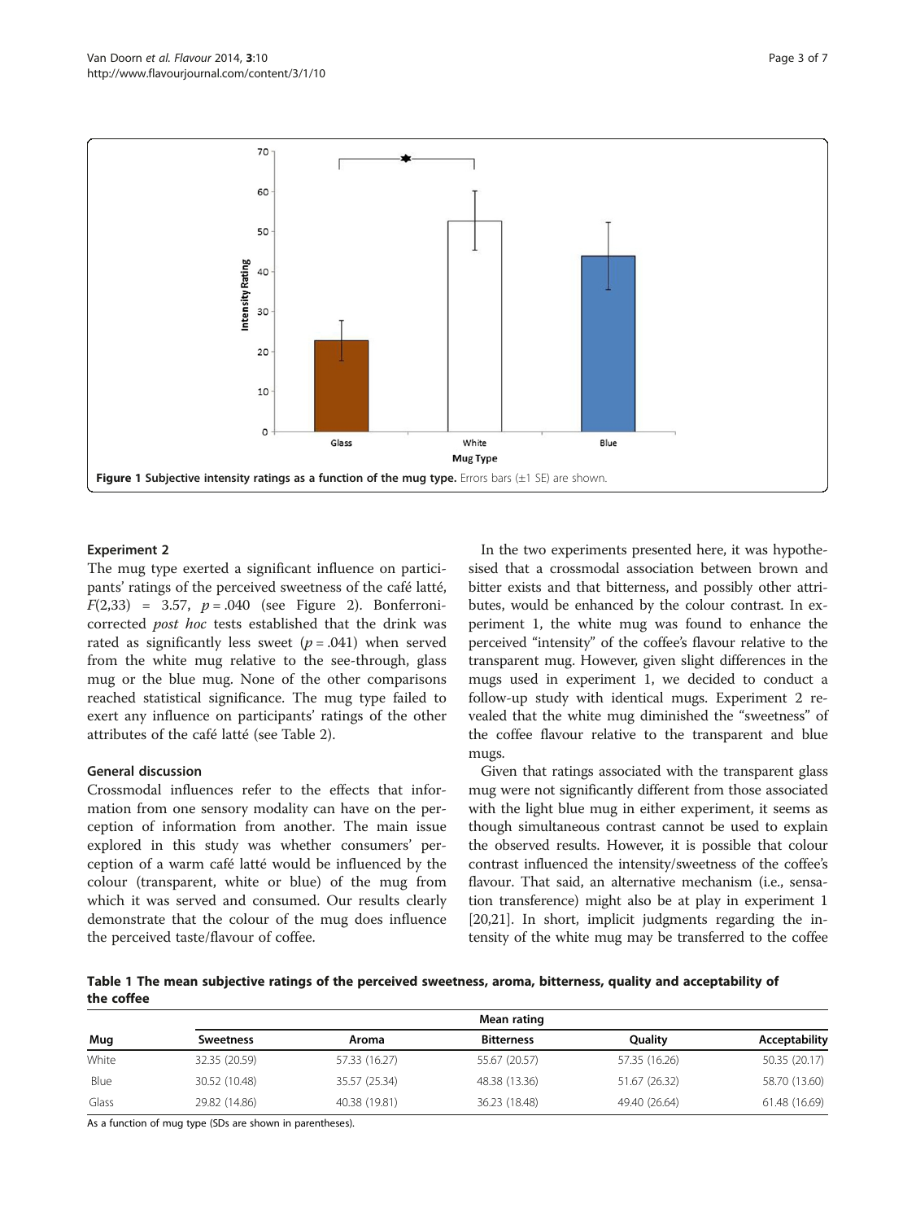**Figure 1 Subjective intensity ratings as a function of the mug type.** Errors bars (±1 SE) are shown.

### Experiment 2

The mug type exerted a significant influence on participants' ratings of the perceived sweetness of the café latté, $F(2,33) = 3.57$, $p = .040$ (see Figure 2). Bonferroni-corrected *post hoc* tests established that the drink was rated as significantly less sweet ($p = .041$) when served from the white mug relative to the see-through, glass mug or the blue mug. None of the other comparisons reached statistical significance. The mug type failed to exert any influence on participants' ratings of the other attributes of the café latté (see Table 2).

### General discussion

Crossmodal influences refer to the effects that information from one sensory modality can have on the perception of information from another. The main issue explored in this study was whether consumers' perception of a warm café latté would be influenced by the colour (transparent, white or blue) of the mug from which it was served and consumed. Our results clearly demonstrate that the colour of the mug does influence the perceived taste/flavour of coffee.

In the two experiments presented here, it was hypothesised that a crossmodal association between brown and bitter exists and that bitterness, and possibly other attributes, would be enhanced by the colour contrast. In experiment 1, the white mug was found to enhance the perceived "intensity" of the coffee's flavour relative to the transparent mug. However, given slight differences in the mugs used in experiment 1, we decided to conduct a follow-up study with identical mugs. Experiment 2 revealed that the white mug diminished the "sweetness" of the coffee flavour relative to the transparent and blue mugs.

Given that ratings associated with the transparent glass mug were not significantly different from those associated with the light blue mug in either experiment, it seems as though simultaneous contrast cannot be used to explain the observed results. However, it is possible that colour contrast influenced the intensity/sweetness of the coffee's flavour. That said, an alternative mechanism (i.e., sensation transference) might also be at play in experiment 1 [20,21]. In short, implicit judgments regarding the intensity of the white mug may be transferred to the coffee

**Table 1 The mean subjective ratings of the perceived sweetness, aroma, bitterness, quality and acceptability of the coffee**

| Mug | Mean rating | | | | |
|---|---|---|---|---|---|
| | Sweetness | Aroma | Bitterness | Quality | Acceptability |
| White | 32.35 (20.59) | 57.33 (16.27) | 55.67 (20.57) | 57.35 (16.26) | 50.35 (20.17) |
| Blue | 30.52 (10.48) | 35.57 (25.34) | 48.38 (13.36) | 51.67 (26.32) | 58.70 (13.60) |
| Glass | 29.82 (14.86) | 40.38 (19.81) | 36.23 (18.48) | 49.40 (26.64) | 61.48 (16.69) |

As a function of mug type (SDs are shown in parentheses).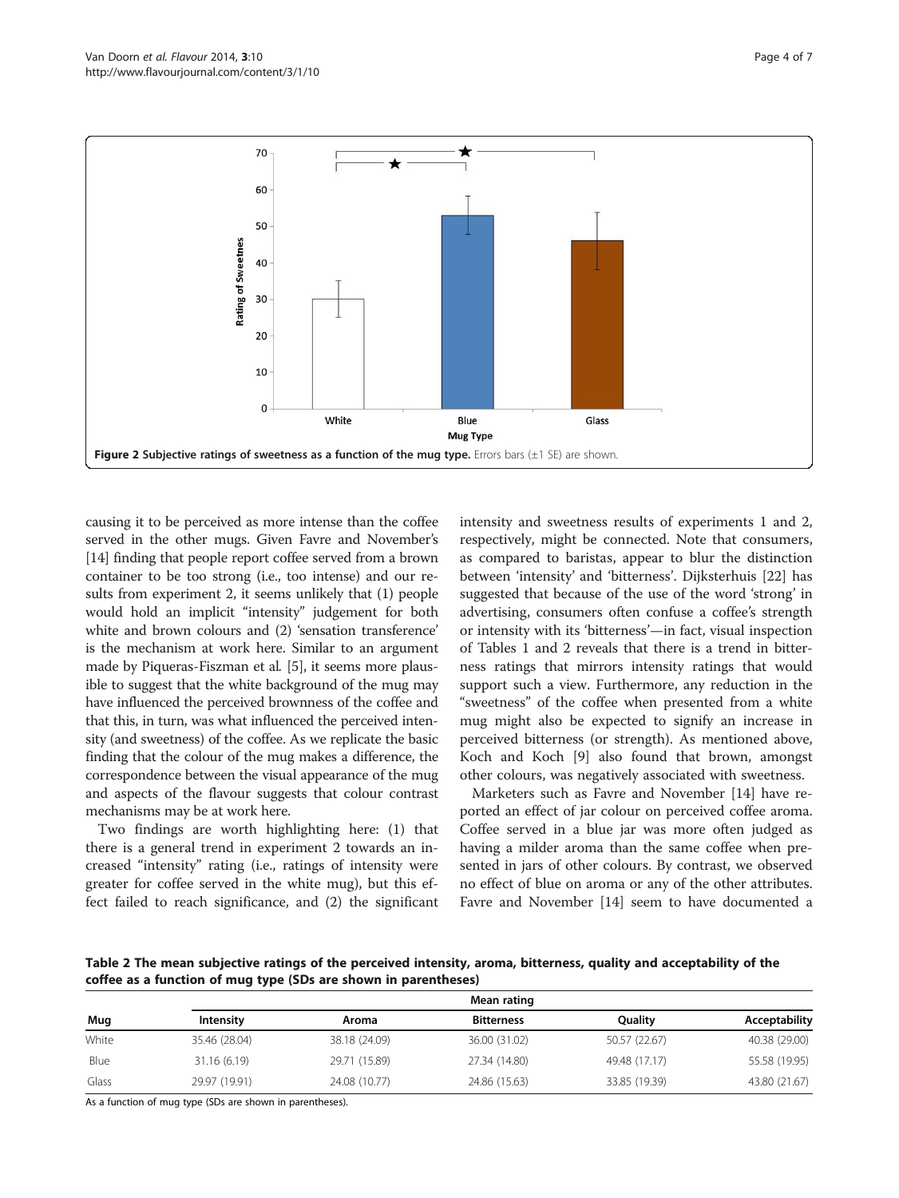Figure 2 Subjective ratings of sweetness as a function of the mug type. Errors bars (±1 SE) are shown.

causing it to be perceived as more intense than the coffee served in the other mugs. Given Favre and November's [14] finding that people report coffee served from a brown container to be too strong (i.e., too intense) and our results from experiment 2, it seems unlikely that (1) people would hold an implicit "intensity" judgement for both white and brown colours and (2) 'sensation transference' is the mechanism at work here. Similar to an argument made by Piqueras-Fiszman et al. [5], it seems more plausible to suggest that the white background of the mug may have influenced the perceived brownness of the coffee and that this, in turn, was what influenced the perceived intensity (and sweetness) of the coffee. As we replicate the basic finding that the colour of the mug makes a difference, the correspondence between the visual appearance of the mug and aspects of the flavour suggests that colour contrast mechanisms may be at work here.

Two findings are worth highlighting here: (1) that there is a general trend in experiment 2 towards an increased "intensity" rating (i.e., ratings of intensity were greater for coffee served in the white mug), but this effect failed to reach significance, and (2) the significant intensity and sweetness results of experiments 1 and 2, respectively, might be connected. Note that consumers, as compared to baristas, appear to blur the distinction between 'intensity' and 'bitterness'. Dijksterhuis [22] has suggested that because of the use of the word 'strong' in advertising, consumers often confuse a coffee's strength or intensity with its 'bitterness'—in fact, visual inspection of Tables 1 and 2 reveals that there is a trend in bitterness ratings that mirrors intensity ratings that would support such a view. Furthermore, any reduction in the "sweetness" of the coffee when presented from a white mug might also be expected to signify an increase in perceived bitterness (or strength). As mentioned above, Koch and Koch [9] also found that brown, amongst other colours, was negatively associated with sweetness.

Marketers such as Favre and November [14] have reported an effect of jar colour on perceived coffee aroma. Coffee served in a blue jar was more often judged as having a milder aroma than the same coffee when presented in jars of other colours. By contrast, we observed no effect of blue on aroma or any of the other attributes. Favre and November [14] seem to have documented a

**Table 2 The mean subjective ratings of the perceived intensity, aroma, bitterness, quality and acceptability of the coffee as a function of mug type (SDs are shown in parentheses)**

| | Mean rating | | | | |
|---|---|---|---|---|---|
| Mug | Intensity | Aroma | Bitterness | Quality | Acceptability |
| White | 35.46 (28.04) | 38.18 (24.09) | 36.00 (31.02) | 50.57 (22.67) | 40.38 (29.00) |
| Blue | 31.16 (6.19) | 29.71 (15.89) | 27.34 (14.80) | 49.48 (17.17) | 55.58 (19.95) |
| Glass | 29.97 (19.91) | 24.08 (10.77) | 24.86 (15.63) | 33.85 (19.39) | 43.80 (21.67) |

As a function of mug type (SDs are shown in parentheses).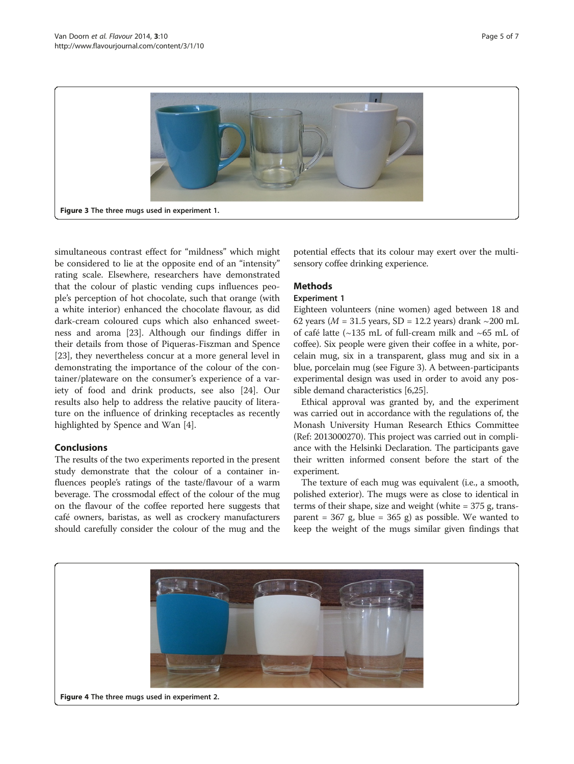Figure 3 The three mugs used in experiment 1.

simultaneous contrast effect for "mildness" which might be considered to lie at the opposite end of an "intensity" rating scale. Elsewhere, researchers have demonstrated that the colour of plastic vending cups influences people's perception of hot chocolate, such that orange (with a white interior) enhanced the chocolate flavour, as did dark-cream coloured cups which also enhanced sweetness and aroma [23]. Although our findings differ in their details from those of Piqueras-Fiszman and Spence [23], they nevertheless concur at a more general level in demonstrating the importance of the colour of the container/plateware on the consumer's experience of a variety of food and drink products, see also [24]. Our results also help to address the relative paucity of literature on the influence of drinking receptacles as recently highlighted by Spence and Wan [4].

## Conclusions

The results of the two experiments reported in the present study demonstrate that the colour of a container influences people's ratings of the taste/flavour of a warm beverage. The crossmodal effect of the colour of the mug on the flavour of the coffee reported here suggests that café owners, baristas, as well as crockery manufacturers should carefully consider the colour of the mug and the potential effects that its colour may exert over the multisensory coffee drinking experience.

## Methods

### Experiment 1

Eighteen volunteers (nine women) aged between 18 and 62 years ($M$ = 31.5 years, SD = 12.2 years) drank ~200 mL of café latte (~135 mL of full-cream milk and ~65 mL of coffee). Six people were given their coffee in a white, porcelain mug, six in a transparent, glass mug and six in a blue, porcelain mug (see Figure 3). A between-participants experimental design was used in order to avoid any possible demand characteristics [6,25].

Ethical approval was granted by, and the experiment was carried out in accordance with the regulations of, the Monash University Human Research Ethics Committee (Ref: 2013000270). This project was carried out in compliance with the Helsinki Declaration. The participants gave their written informed consent before the start of the experiment.

The texture of each mug was equivalent (i.e., a smooth, polished exterior). The mugs were as close to identical in terms of their shape, size and weight (white = 375 g, transparent = 367 g, blue = 365 g) as possible. We wanted to keep the weight of the mugs similar given findings that

Figure 4 The three mugs used in experiment 2.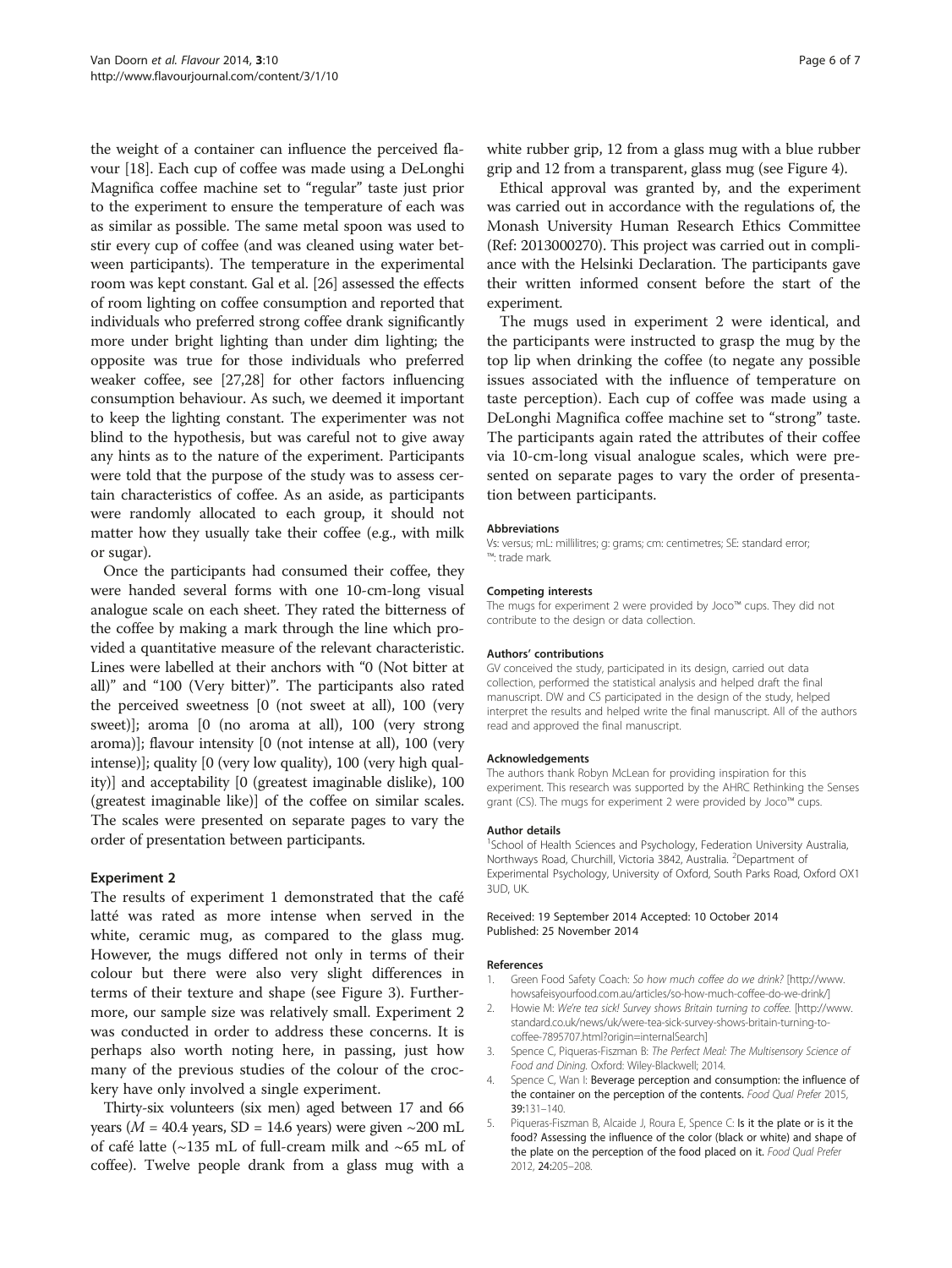the weight of a container can influence the perceived flavour [18]. Each cup of coffee was made using a DeLonghi Magnifica coffee machine set to "regular" taste just prior to the experiment to ensure the temperature of each was as similar as possible. The same metal spoon was used to stir every cup of coffee (and was cleaned using water between participants). The temperature in the experimental room was kept constant. Gal et al. [26] assessed the effects of room lighting on coffee consumption and reported that individuals who preferred strong coffee drank significantly more under bright lighting than under dim lighting; the opposite was true for those individuals who preferred weaker coffee, see [27,28] for other factors influencing consumption behaviour. As such, we deemed it important to keep the lighting constant. The experimenter was not blind to the hypothesis, but was careful not to give away any hints as to the nature of the experiment. Participants were told that the purpose of the study was to assess certain characteristics of coffee. As an aside, as participants were randomly allocated to each group, it should not matter how they usually take their coffee (e.g., with milk or sugar).

Once the participants had consumed their coffee, they were handed several forms with one 10-cm-long visual analogue scale on each sheet. They rated the bitterness of the coffee by making a mark through the line which provided a quantitative measure of the relevant characteristic. Lines were labelled at their anchors with "0 (Not bitter at all)" and "100 (Very bitter)". The participants also rated the perceived sweetness [0 (not sweet at all), 100 (very sweet)]; aroma [0 (no aroma at all), 100 (very strong aroma)]; flavour intensity [0 (not intense at all), 100 (very intense)]; quality [0 (very low quality), 100 (very high quality)] and acceptability [0 (greatest imaginable dislike), 100 (greatest imaginable like)] of the coffee on similar scales. The scales were presented on separate pages to vary the order of presentation between participants.

### Experiment 2

The results of experiment 1 demonstrated that the café latté was rated as more intense when served in the white, ceramic mug, as compared to the glass mug. However, the mugs differed not only in terms of their colour but there were also very slight differences in terms of their texture and shape (see Figure 3). Furthermore, our sample size was relatively small. Experiment 2 was conducted in order to address these concerns. It is perhaps also worth noting here, in passing, just how many of the previous studies of the colour of the crockery have only involved a single experiment.

Thirty-six volunteers (six men) aged between 17 and 66 years ($M$ = 40.4 years, SD = 14.6 years) were given ~200 mL of café latte (~135 mL of full-cream milk and ~65 mL of coffee). Twelve people drank from a glass mug with a white rubber grip, 12 from a glass mug with a blue rubber grip and 12 from a transparent, glass mug (see Figure 4).

Ethical approval was granted by, and the experiment was carried out in accordance with the regulations of, the Monash University Human Research Ethics Committee (Ref: 2013000270). This project was carried out in compliance with the Helsinki Declaration. The participants gave their written informed consent before the start of the experiment.

The mugs used in experiment 2 were identical, and the participants were instructed to grasp the mug by the top lip when drinking the coffee (to negate any possible issues associated with the influence of temperature on taste perception). Each cup of coffee was made using a DeLonghi Magnifica coffee machine set to "strong" taste. The participants again rated the attributes of their coffee via 10-cm-long visual analogue scales, which were presented on separate pages to vary the order of presentation between participants.

#### Abbreviations

Vs: versus; mL: millilitres; g: grams; cm: centimetres; SE: standard error; ™: trade mark.

#### Competing interests

The mugs for experiment 2 were provided by Joco™ cups. They did not contribute to the design or data collection.

#### Authors' contributions

GV conceived the study, participated in its design, carried out data collection, performed the statistical analysis and helped draft the final manuscript. DW and CS participated in the design of the study, helped interpret the results and helped write the final manuscript. All of the authors read and approved the final manuscript.

#### Acknowledgements

The authors thank Robyn McLean for providing inspiration for this experiment. This research was supported by the AHRC Rethinking the Senses grant (CS). The mugs for experiment 2 were provided by Joco™ cups.

#### Author details

[1]School of Health Sciences and Psychology, Federation University Australia, Northways Road, Churchill, Victoria 3842, Australia. [2]Department of Experimental Psychology, University of Oxford, South Parks Road, Oxford OX1 3UD, UK.

Received: 19 September 2014 Accepted: 10 October 2014
Published: 25 November 2014

#### References

1. Green Food Safety Coach: *So how much coffee do we drink?* [http://www.howsafeisyourfood.com.au/articles/so-how-much-coffee-do-we-drink/]
2. Howie M: *We're tea sick! Survey shows Britain turning to coffee.* [http://www.standard.co.uk/news/uk/were-tea-sick-survey-shows-britain-turning-to-coffee-7895707.html?origin=internalSearch]
3. Spence C, Piqueras-Fiszman B: *The Perfect Meal: The Multisensory Science of Food and Dining.* Oxford: Wiley-Blackwell; 2014.
4. Spence C, Wan I: **Beverage perception and consumption: the influence of the container on the perception of the contents.** *Food Qual Prefer* 2015, **39:**131–140.
5. Piqueras-Fiszman B, Alcaide J, Roura E, Spence C: **Is it the plate or is it the food? Assessing the influence of the color (black or white) and shape of the plate on the perception of the food placed on it.** *Food Qual Prefer* 2012, **24:**205–208.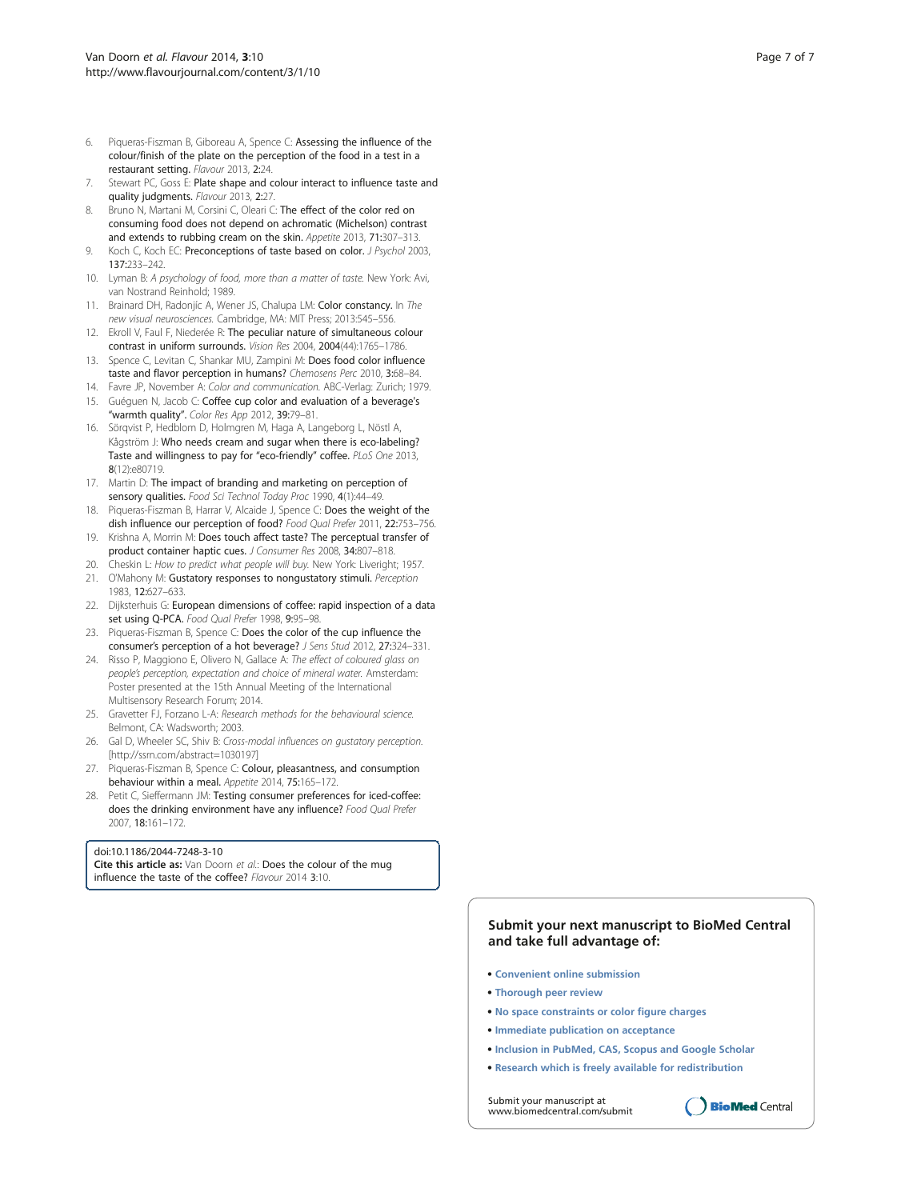6. Piqueras-Fiszman B, Giboreau A, Spence C: **Assessing the influence of the colour/finish of the plate on the perception of the food in a test in a restaurant setting.** *Flavour* 2013, **2:**24.
7. Stewart PC, Goss E: **Plate shape and colour interact to influence taste and quality judgments.** *Flavour* 2013, **2:**27.
8. Bruno N, Martani M, Corsini C, Oleari C: **The effect of the color red on consuming food does not depend on achromatic (Michelson) contrast and extends to rubbing cream on the skin.** *Appetite* 2013, **71:**307–313.
9. Koch C, Koch EC: **Preconceptions of taste based on color.** *J Psychol* 2003, **137:**233–242.
10. Lyman B: *A psychology of food, more than a matter of taste.* New York: Avi, van Nostrand Reinhold; 1989.
11. Brainard DH, Radonjíc A, Wener JS, Chalupa LM: **Color constancy.** In *The new visual neurosciences.* Cambridge, MA: MIT Press; 2013:545–556.
12. Ekroll V, Faul F, Niederée R: **The peculiar nature of simultaneous colour contrast in uniform surrounds.** *Vision Res* 2004, **2004**(44):1765–1786.
13. Spence C, Levitan C, Shankar MU, Zampini M: **Does food color influence taste and flavor perception in humans?** *Chemosens Perc* 2010, **3:**68–84.
14. Favre JP, November A: *Color and communication.* ABC-Verlag: Zurich; 1979.
15. Guéguen N, Jacob C: **Coffee cup color and evaluation of a beverage's "warmth quality".** *Color Res App* 2012, **39:**79–81.
16. Sörqvist P, Hedblom D, Holmgren M, Haga A, Langeborg L, Nöstl A, Kågström J: **Who needs cream and sugar when there is eco-labeling? Taste and willingness to pay for "eco-friendly" coffee.** *PLoS One* 2013, **8**(12):e80719.
17. Martin D: **The impact of branding and marketing on perception of sensory qualities.** *Food Sci Technol Today Proc* 1990, **4**(1):44–49.
18. Piqueras-Fiszman B, Harrar V, Alcaide J, Spence C: **Does the weight of the dish influence our perception of food?** *Food Qual Prefer* 2011, **22:**753–756.
19. Krishna A, Morrin M: **Does touch affect taste? The perceptual transfer of product container haptic cues.** *J Consumer Res* 2008, **34:**807–818.
20. Cheskin L: *How to predict what people will buy.* New York: Liveright; 1957.
21. O'Mahony M: **Gustatory responses to nongustatory stimuli.** *Perception* 1983, **12:**627–633.
22. Dijksterhuis G: **European dimensions of coffee: rapid inspection of a data set using Q-PCA.** *Food Qual Prefer* 1998, **9:**95–98.
23. Piqueras-Fiszman B, Spence C: **Does the color of the cup influence the consumer's perception of a hot beverage?** *J Sens Stud* 2012, **27:**324–331.
24. Risso P, Maggiono E, Olivero N, Gallace A: *The effect of coloured glass on people's perception, expectation and choice of mineral water.* Amsterdam: Poster presented at the 15th Annual Meeting of the International Multisensory Research Forum; 2014.
25. Gravetter FJ, Forzano L-A: *Research methods for the behavioural science.* Belmont, CA: Wadsworth; 2003.
26. Gal D, Wheeler SC, Shiv B: *Cross-modal influences on gustatory perception.* [http://ssrn.com/abstract=1030197]
27. Piqueras-Fiszman B, Spence C: **Colour, pleasantness, and consumption behaviour within a meal.** *Appetite* 2014, **75:**165–172.
28. Petit C, Sieffermann JM: **Testing consumer preferences for iced-coffee: does the drinking environment have any influence?** *Food Qual Prefer* 2007, **18:**161–172.

doi:10.1186/2044-7248-3-10
**Cite this article as:** Van Doorn *et al.*: Does the colour of the mug influence the taste of the coffee? *Flavour* 2014 **3**:10.

**Submit your next manuscript to BioMed Central and take full advantage of:**

- **Convenient online submission**
- **Thorough peer review**
- **No space constraints or color figure charges**
- **Immediate publication on acceptance**
- **Inclusion in PubMed, CAS, Scopus and Google Scholar**
- **Research which is freely available for redistribution**

Submit your manuscript at
www.biomedcentral.com/submit

BioMed Central